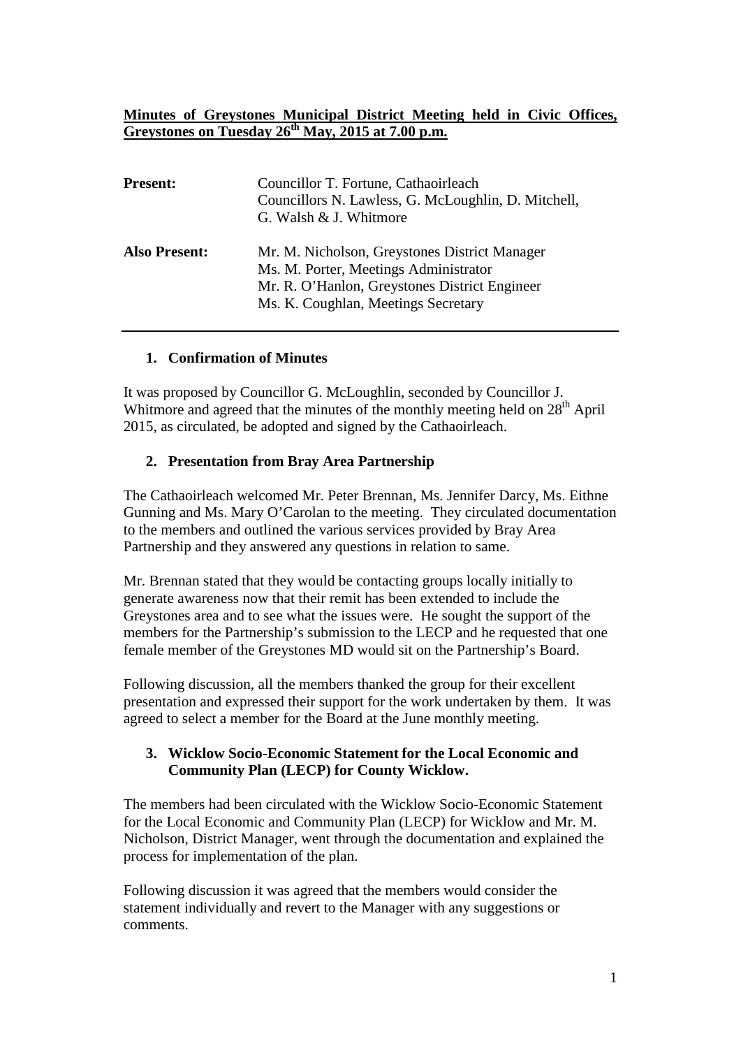# Minutes of Greystones Municipal District Meeting held in Civic Offices, Greystones on Tuesday 26th May, 2015 at 7.00 p.m.

| | |
|---|---|
| **Present:** | Councillor T. Fortune, Cathaoirleach<br>Councillors N. Lawless, G. McLoughlin, D. Mitchell, G. Walsh & J. Whitmore |
| **Also Present:** | Mr. M. Nicholson, Greystones District Manager<br>Ms. M. Porter, Meetings Administrator<br>Mr. R. O'Hanlon, Greystones District Engineer<br>Ms. K. Coughlan, Meetings Secretary |

---

## 1. Confirmation of Minutes

It was proposed by Councillor G. McLoughlin, seconded by Councillor J. Whitmore and agreed that the minutes of the monthly meeting held on 28th April 2015, as circulated, be adopted and signed by the Cathaoirleach.

## 2. Presentation from Bray Area Partnership

The Cathaoirleach welcomed Mr. Peter Brennan, Ms. Jennifer Darcy, Ms. Eithne Gunning and Ms. Mary O'Carolan to the meeting. They circulated documentation to the members and outlined the various services provided by Bray Area Partnership and they answered any questions in relation to same.

Mr. Brennan stated that they would be contacting groups locally initially to generate awareness now that their remit has been extended to include the Greystones area and to see what the issues were. He sought the support of the members for the Partnership's submission to the LECP and he requested that one female member of the Greystones MD would sit on the Partnership's Board.

Following discussion, all the members thanked the group for their excellent presentation and expressed their support for the work undertaken by them. It was agreed to select a member for the Board at the June monthly meeting.

## 3. Wicklow Socio-Economic Statement for the Local Economic and Community Plan (LECP) for County Wicklow.

The members had been circulated with the Wicklow Socio-Economic Statement for the Local Economic and Community Plan (LECP) for Wicklow and Mr. M. Nicholson, District Manager, went through the documentation and explained the process for implementation of the plan.

Following discussion it was agreed that the members would consider the statement individually and revert to the Manager with any suggestions or comments.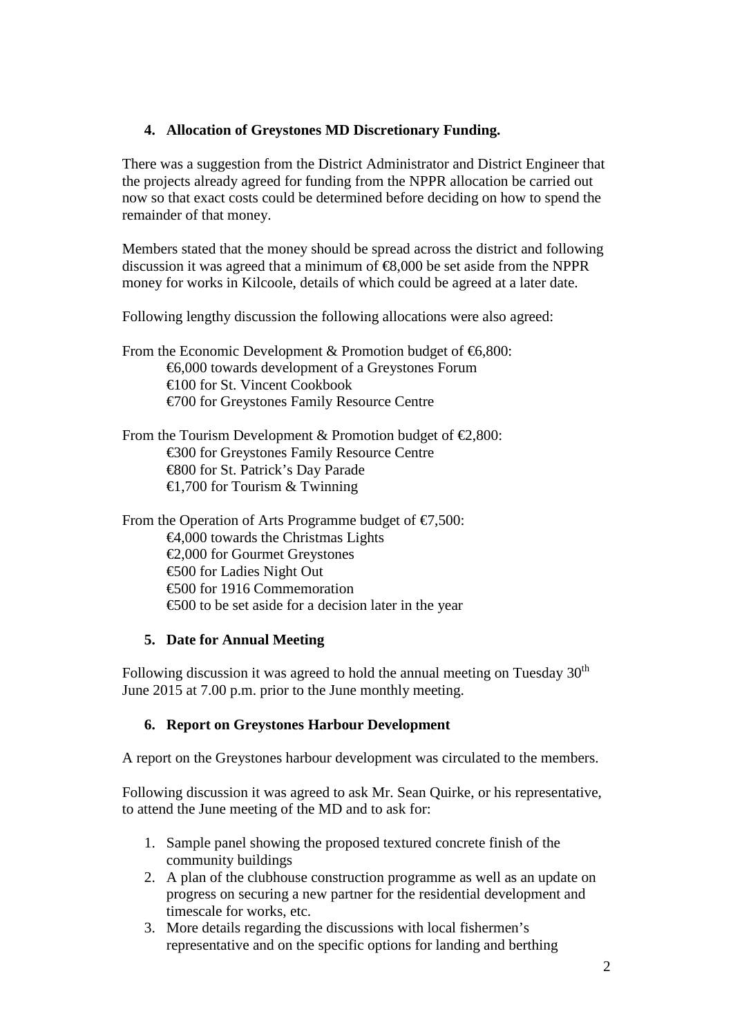## 4. Allocation of Greystones MD Discretionary Funding.

There was a suggestion from the District Administrator and District Engineer that the projects already agreed for funding from the NPPR allocation be carried out now so that exact costs could be determined before deciding on how to spend the remainder of that money.

Members stated that the money should be spread across the district and following discussion it was agreed that a minimum of €8,000 be set aside from the NPPR money for works in Kilcoole, details of which could be agreed at a later date.

Following lengthy discussion the following allocations were also agreed:

From the Economic Development & Promotion budget of €6,800:
- €6,000 towards development of a Greystones Forum
- €100 for St. Vincent Cookbook
- €700 for Greystones Family Resource Centre

From the Tourism Development & Promotion budget of €2,800:
- €300 for Greystones Family Resource Centre
- €800 for St. Patrick's Day Parade
- €1,700 for Tourism & Twinning

From the Operation of Arts Programme budget of €7,500:
- €4,000 towards the Christmas Lights
- €2,000 for Gourmet Greystones
- €500 for Ladies Night Out
- €500 for 1916 Commemoration
- €500 to be set aside for a decision later in the year

## 5. Date for Annual Meeting

Following discussion it was agreed to hold the annual meeting on Tuesday 30th June 2015 at 7.00 p.m. prior to the June monthly meeting.

## 6. Report on Greystones Harbour Development

A report on the Greystones harbour development was circulated to the members.

Following discussion it was agreed to ask Mr. Sean Quirke, or his representative, to attend the June meeting of the MD and to ask for:

1. Sample panel showing the proposed textured concrete finish of the community buildings
2. A plan of the clubhouse construction programme as well as an update on progress on securing a new partner for the residential development and timescale for works, etc.
3. More details regarding the discussions with local fishermen's representative and on the specific options for landing and berthing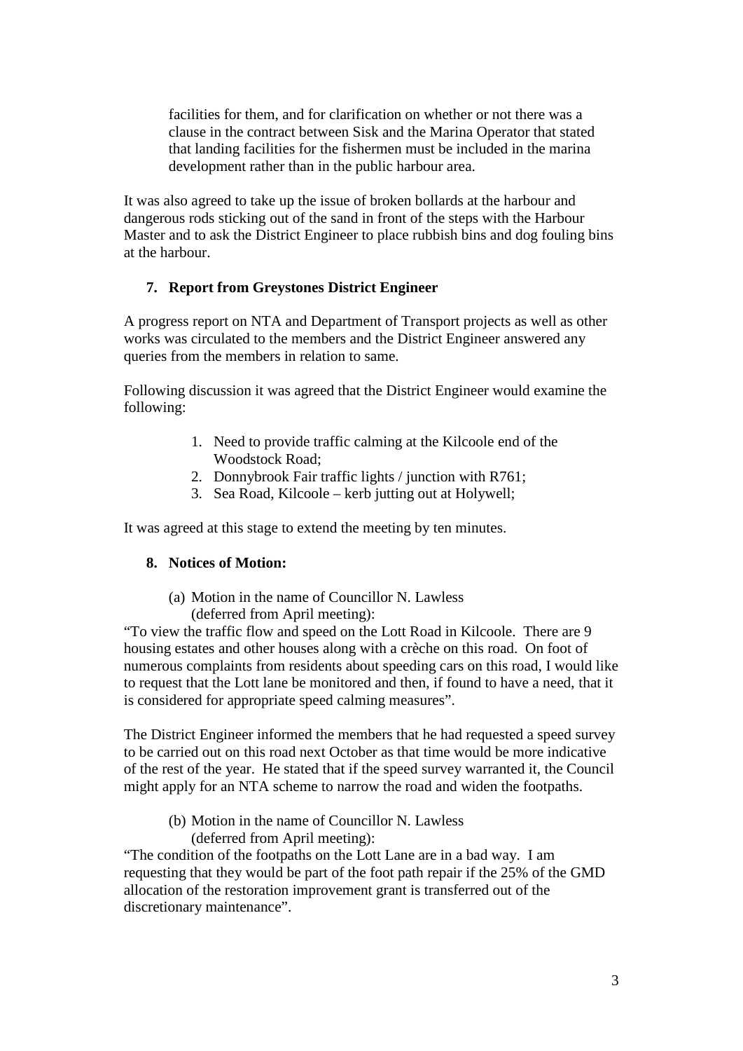facilities for them, and for clarification on whether or not there was a clause in the contract between Sisk and the Marina Operator that stated that landing facilities for the fishermen must be included in the marina development rather than in the public harbour area.

It was also agreed to take up the issue of broken bollards at the harbour and dangerous rods sticking out of the sand in front of the steps with the Harbour Master and to ask the District Engineer to place rubbish bins and dog fouling bins at the harbour.

**7. Report from Greystones District Engineer**

A progress report on NTA and Department of Transport projects as well as other works was circulated to the members and the District Engineer answered any queries from the members in relation to same.

Following discussion it was agreed that the District Engineer would examine the following:

1. Need to provide traffic calming at the Kilcoole end of the Woodstock Road;
2. Donnybrook Fair traffic lights / junction with R761;
3. Sea Road, Kilcoole – kerb jutting out at Holywell;

It was agreed at this stage to extend the meeting by ten minutes.

**8. Notices of Motion:**

(a) Motion in the name of Councillor N. Lawless (deferred from April meeting):

"To view the traffic flow and speed on the Lott Road in Kilcoole. There are 9 housing estates and other houses along with a crèche on this road. On foot of numerous complaints from residents about speeding cars on this road, I would like to request that the Lott lane be monitored and then, if found to have a need, that it is considered for appropriate speed calming measures".

The District Engineer informed the members that he had requested a speed survey to be carried out on this road next October as that time would be more indicative of the rest of the year. He stated that if the speed survey warranted it, the Council might apply for an NTA scheme to narrow the road and widen the footpaths.

(b) Motion in the name of Councillor N. Lawless (deferred from April meeting):

"The condition of the footpaths on the Lott Lane are in a bad way. I am requesting that they would be part of the foot path repair if the 25% of the GMD allocation of the restoration improvement grant is transferred out of the discretionary maintenance".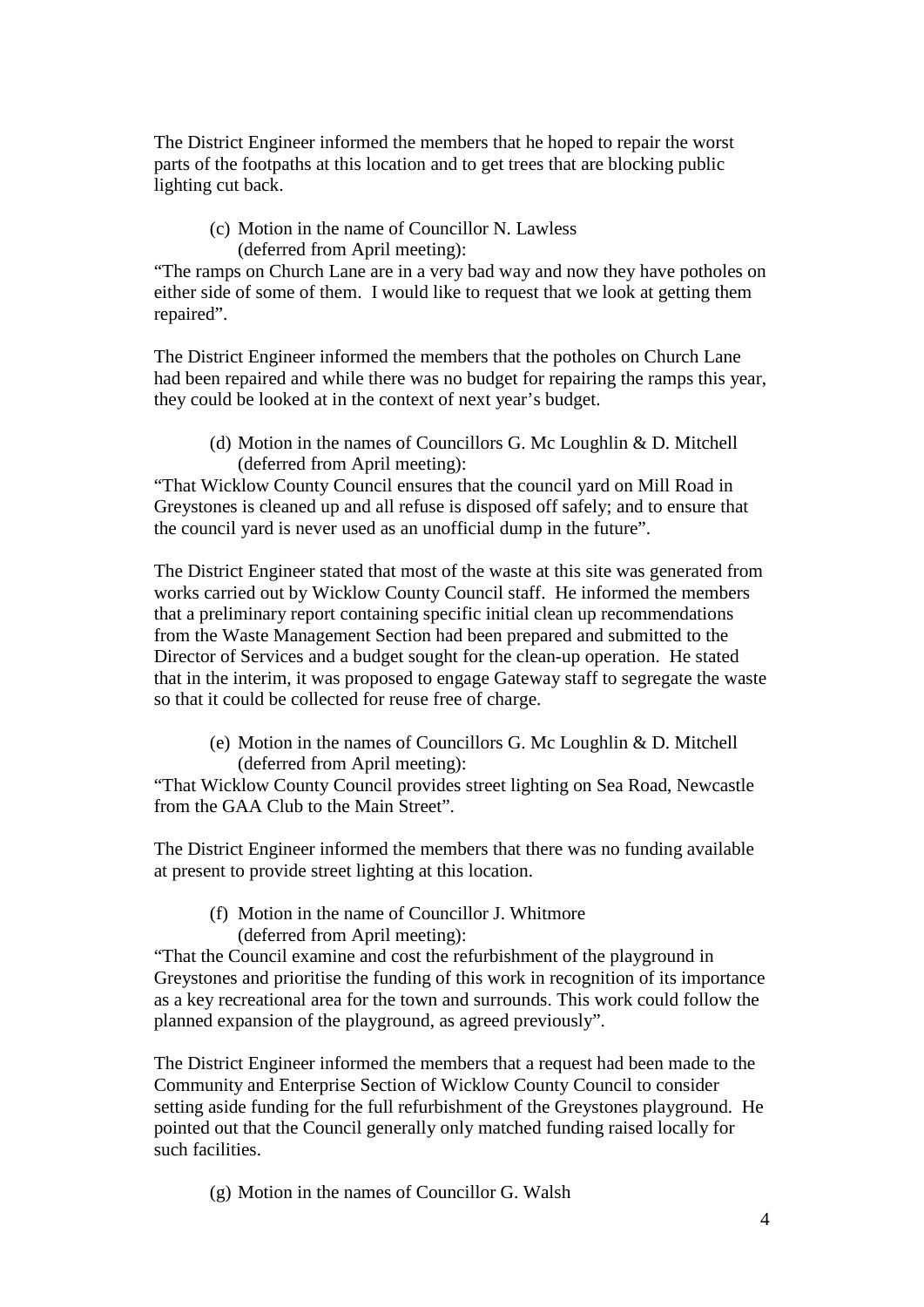The District Engineer informed the members that he hoped to repair the worst parts of the footpaths at this location and to get trees that are blocking public lighting cut back.

(c) Motion in the name of Councillor N. Lawless (deferred from April meeting):

"The ramps on Church Lane are in a very bad way and now they have potholes on either side of some of them. I would like to request that we look at getting them repaired".

The District Engineer informed the members that the potholes on Church Lane had been repaired and while there was no budget for repairing the ramps this year, they could be looked at in the context of next year's budget.

(d) Motion in the names of Councillors G. Mc Loughlin & D. Mitchell (deferred from April meeting):

"That Wicklow County Council ensures that the council yard on Mill Road in Greystones is cleaned up and all refuse is disposed off safely; and to ensure that the council yard is never used as an unofficial dump in the future".

The District Engineer stated that most of the waste at this site was generated from works carried out by Wicklow County Council staff. He informed the members that a preliminary report containing specific initial clean up recommendations from the Waste Management Section had been prepared and submitted to the Director of Services and a budget sought for the clean-up operation. He stated that in the interim, it was proposed to engage Gateway staff to segregate the waste so that it could be collected for reuse free of charge.

(e) Motion in the names of Councillors G. Mc Loughlin & D. Mitchell (deferred from April meeting):

"That Wicklow County Council provides street lighting on Sea Road, Newcastle from the GAA Club to the Main Street".

The District Engineer informed the members that there was no funding available at present to provide street lighting at this location.

(f) Motion in the name of Councillor J. Whitmore (deferred from April meeting):

"That the Council examine and cost the refurbishment of the playground in Greystones and prioritise the funding of this work in recognition of its importance as a key recreational area for the town and surrounds. This work could follow the planned expansion of the playground, as agreed previously".

The District Engineer informed the members that a request had been made to the Community and Enterprise Section of Wicklow County Council to consider setting aside funding for the full refurbishment of the Greystones playground. He pointed out that the Council generally only matched funding raised locally for such facilities.

(g) Motion in the names of Councillor G. Walsh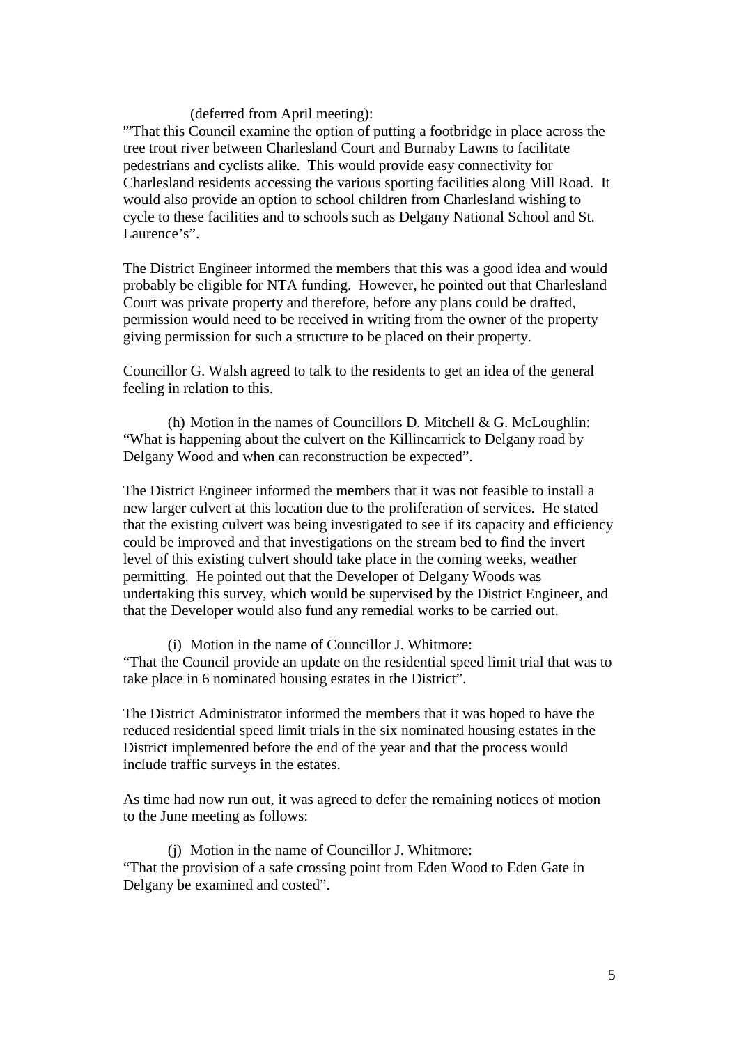(deferred from April meeting):

'"That this Council examine the option of putting a footbridge in place across the tree trout river between Charlesland Court and Burnaby Lawns to facilitate pedestrians and cyclists alike. This would provide easy connectivity for Charlesland residents accessing the various sporting facilities along Mill Road. It would also provide an option to school children from Charlesland wishing to cycle to these facilities and to schools such as Delgany National School and St. Laurence's".

The District Engineer informed the members that this was a good idea and would probably be eligible for NTA funding. However, he pointed out that Charlesland Court was private property and therefore, before any plans could be drafted, permission would need to be received in writing from the owner of the property giving permission for such a structure to be placed on their property.

Councillor G. Walsh agreed to talk to the residents to get an idea of the general feeling in relation to this.

(h) Motion in the names of Councillors D. Mitchell & G. McLoughlin:
"What is happening about the culvert on the Killincarrick to Delgany road by Delgany Wood and when can reconstruction be expected".

The District Engineer informed the members that it was not feasible to install a new larger culvert at this location due to the proliferation of services. He stated that the existing culvert was being investigated to see if its capacity and efficiency could be improved and that investigations on the stream bed to find the invert level of this existing culvert should take place in the coming weeks, weather permitting. He pointed out that the Developer of Delgany Woods was undertaking this survey, which would be supervised by the District Engineer, and that the Developer would also fund any remedial works to be carried out.

(i) Motion in the name of Councillor J. Whitmore:
"That the Council provide an update on the residential speed limit trial that was to take place in 6 nominated housing estates in the District".

The District Administrator informed the members that it was hoped to have the reduced residential speed limit trials in the six nominated housing estates in the District implemented before the end of the year and that the process would include traffic surveys in the estates.

As time had now run out, it was agreed to defer the remaining notices of motion to the June meeting as follows:

(j) Motion in the name of Councillor J. Whitmore:
"That the provision of a safe crossing point from Eden Wood to Eden Gate in Delgany be examined and costed".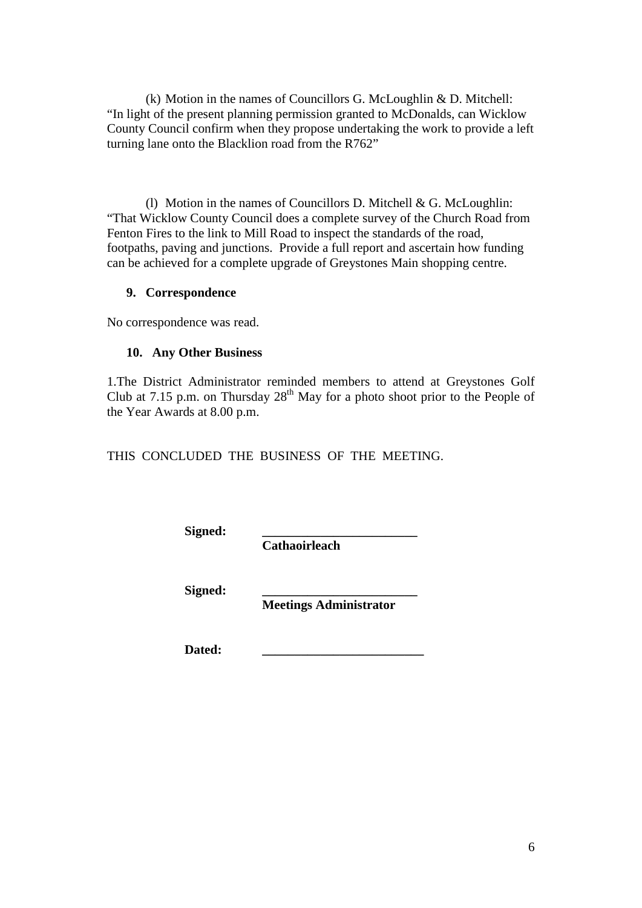(k) Motion in the names of Councillors G. McLoughlin & D. Mitchell: "In light of the present planning permission granted to McDonalds, can Wicklow County Council confirm when they propose undertaking the work to provide a left turning lane onto the Blacklion road from the R762"

(l) Motion in the names of Councillors D. Mitchell & G. McLoughlin: "That Wicklow County Council does a complete survey of the Church Road from Fenton Fires to the link to Mill Road to inspect the standards of the road, footpaths, paving and junctions. Provide a full report and ascertain how funding can be achieved for a complete upgrade of Greystones Main shopping centre.

### 9. Correspondence

No correspondence was read.

### 10. Any Other Business

1.The District Administrator reminded members to attend at Greystones Golf Club at 7.15 p.m. on Thursday 28th May for a photo shoot prior to the People of the Year Awards at 8.00 p.m.

THIS CONCLUDED THE BUSINESS OF THE MEETING.

**Signed:** ________________________
**Cathaoirleach**

**Signed:** ________________________
**Meetings Administrator**

**Dated:** ________________________